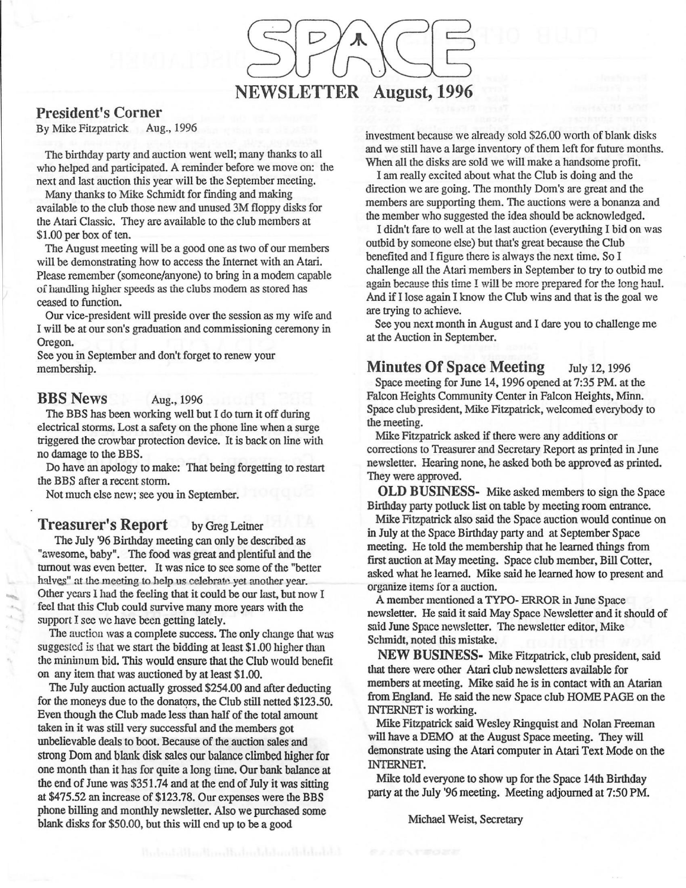# SPACE

## NEWSLETTER August, 1996

### President's Corner

By Mike Fitzpatrick Aug., 1996

The birthday party and auction went well; many thanks to all who helped and participated. A reminder before we move on: the next and last auction this year will be the September meeting.

Many thanks to Mike Schmidt for finding and making available to the club those new and unused 3M floppy disks for the Atari Classic. They are available to the club members at $1.00 per box of ten.

The August meeting will be a good one as two of our members will be demonstrating how to access the Internet with an Atari. Please remember (someone/anyone) to bring in a modem capable of handling higher speeds as the clubs modem as stored has ceased to function.

Our vice-president will preside over the session as my wife and I will be at our son's graduation and commissioning ceremony in Oregon.

See you in September and don't forget to renew your membership.

### BBS News Aug., 1996

The BBS has been working well but I do turn it off during electrical storms. Lost a safety on the phone line when a surge triggered the crowbar protection device. It is back on line with no damage to the BBS.

Do have an apology to make: That being forgetting to restart the BBS after a recent storm.

Not much else new; see you in September.

### Treasurer's Report by Greg Leitner

The July '96 Birthday meeting can only be described as "awesome, baby". The food was great and plentiful and the turnout was even better. It was nice to see some of the "better halves" at the meeting to help us celebrate yet another year. Other years I had the feeling that it could be our last, but now I feel that this Club could survive many more years with the support I see we have been getting lately.

The auction was a complete success. The only change that was suggested is that we start the bidding at least $1.00 higher than the minimum bid. This would ensure that the Club would benefit on any item that was auctioned by at least $1.00.

The July auction actually grossed $254.00 and after deducting for the moneys due to the donators, the Club still netted $123.50. Even though the Club made less than half of the total amount taken in it was still very successful and the members got unbelievable deals to boot. Because of the auction sales and strong Dom and blank disk sales our balance climbed higher for one month than it has for quite a long time. Our bank balance at the end of June was $351.74 and at the end of July it was sitting at $475.52 an increase of $123.78. Our expenses were the BBS phone billing and monthly newsletter. Also we purchased some blank disks for $50.00, but this will end up to be a good investment because we already sold $26.00 worth of blank disks and we still have a large inventory of them left for future months. When all the disks are sold we will make a handsome profit.

I am really excited about what the Club is doing and the direction we are going. The monthly Dom's are great and the members are supporting them. The auctions were a bonanza and the member who suggested the idea should be acknowledged.

I didn't fare to well at the last auction (everything I bid on was outbid by someone else) but that's great because the Club benefited and I figure there is always the next time. So I challenge all the Atari members in September to try to outbid me again because this time I will be more prepared for the long haul. And if I lose again I know the Club wins and that is the goal we are trying to achieve.

See you next month in August and I dare you to challenge me at the Auction in September.

### Minutes Of Space Meeting July 12, 1996

Space meeting for June 14, 1996 opened at 7:35 PM. at the Falcon Heights Community Center in Falcon Heights, Minn. Space club president, Mike Fitzpatrick, welcomed everybody to the meeting.

Mike Fitzpatrick asked if there were any additions or corrections to Treasurer and Secretary Report as printed in June newsletter. Hearing none, he asked both be approved as printed. They were approved.

**OLD BUSINESS-** Mike asked members to sign the Space Birthday party potluck list on table by meeting room entrance.

Mike Fitzpatrick also said the Space auction would continue on in July at the Space Birthday party and at September Space meeting. He told the membership that he learned things from first auction at May meeting. Space club member, Bill Cotter, asked what he learned. Mike said he learned how to present and organize items for a auction.

A member mentioned a TYPO- ERROR in June Space newsletter. He said it said May Space Newsletter and it should of said June Space newsletter. The newsletter editor, Mike Schmidt, noted this mistake.

**NEW BUSINESS-** Mike Fitzpatrick, club president, said that there were other Atari club newsletters available for members at meeting. Mike said he is in contact with an Atarian from England. He said the new Space club HOME PAGE on the INTERNET is working.

Mike Fitzpatrick said Wesley Ringquist and Nolan Freeman will have a DEMO at the August Space meeting. They will demonstrate using the Atari computer in Atari Text Mode on the INTERNET.

Mike told everyone to show up for the Space 14th Birthday party at the July '96 meeting. Meeting adjourned at 7:50 PM.

Michael Weist, Secretary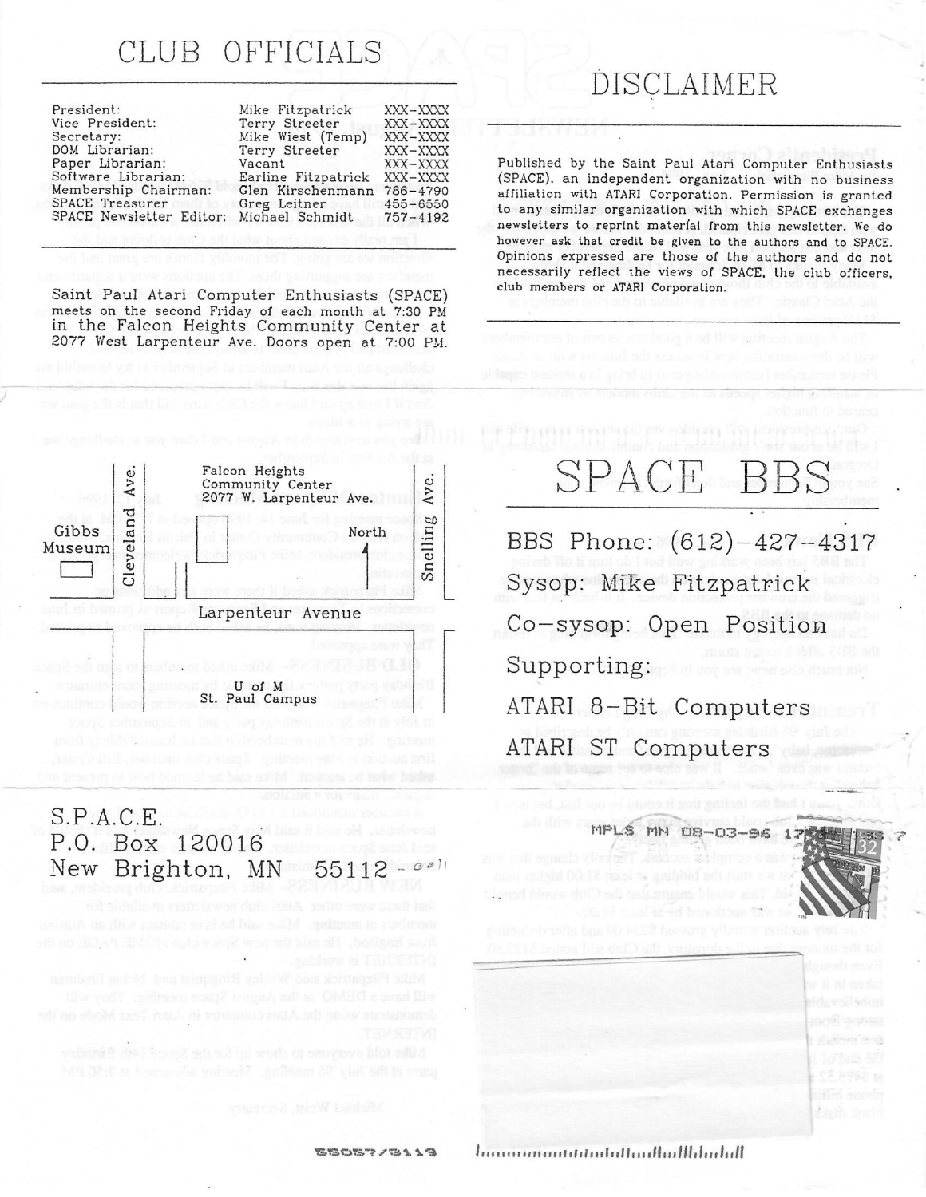# CLUB OFFICIALS

| | | |
|---|---|---|
| President: | Mike Fitzpatrick | XXX-XXXX |
| Vice President: | Terry Streeter | XXX-XXXX |
| Secretary: | Mike Wiest (Temp) | XXX-XXXX |
| DOM Librarian: | Terry Streeter | XXX-XXXX |
| Paper Librarian: | Vacant | XXX-XXXX |
| Software Librarian: | Earline Fitzpatrick | XXX-XXXX |
| Membership Chairman: | Glen Kirschenmann | 786-4790 |
| SPACE Treasurer | Greg Leitner | 455-6550 |
| SPACE Newsletter Editor: | Michael Schmidt | 757-4192 |

Saint Paul Atari Computer Enthusiasts (SPACE) meets on the second Friday of each month at 7:30 PM in the Falcon Heights Community Center at 2077 West Larpenteur Ave. Doors open at 7:00 PM.

Falcon Heights Community Center
2077 W. Larpenteur Ave.

Gibbs Museum

Cleveland Ave.

Snelling Ave.

North

Larpenteur Avenue

U of M
St. Paul Campus

S.P.A.C.E.
P.O. Box 120016
New Brighton, MN 55112

# DISCLAIMER

Published by the Saint Paul Atari Computer Enthusiasts (SPACE), an independent organization with no business affiliation with ATARI Corporation. Permission is granted to any similar organization with which SPACE exchanges newsletters to reprint material from this newsletter. We do however ask that credit be given to the authors and to SPACE. Opinions expressed are those of the authors and do not necessarily reflect the views of SPACE, the club officers, club members or ATARI Corporation.

# SPACE BBS

BBS Phone: (612)-427-4317

Sysop: Mike Fitzpatrick

Co-sysop: Open Position

Supporting:

ATARI 8-Bit Computers

ATARI ST Computers

MPLS MN 08-03-96